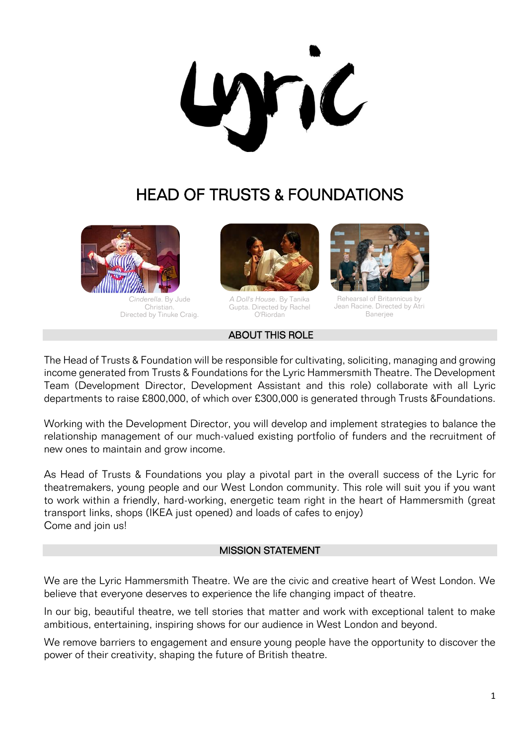# HEAD OF TRUSTS & FOUNDATIONS

*Cinderella*. By Jude Christian. Directed by Tinuke Craig.

*A Doll's House*. By Tanika Gupta. Directed by Rachel O'Riordan

Rehearsal of Britannicus by Jean Racine. Directed by Atri Banerjee

## ABOUT THIS ROLE

The Head of Trusts & Foundation will be responsible for cultivating, soliciting, managing and growing income generated from Trusts & Foundations for the Lyric Hammersmith Theatre. The Development Team (Development Director, Development Assistant and this role) collaborate with all Lyric departments to raise £800,000, of which over £300,000 is generated through Trusts &Foundations.

Working with the Development Director, you will develop and implement strategies to balance the relationship management of our much-valued existing portfolio of funders and the recruitment of new ones to maintain and grow income.

As Head of Trusts & Foundations you play a pivotal part in the overall success of the Lyric for theatremakers, young people and our West London community. This role will suit you if you want to work within a friendly, hard-working, energetic team right in the heart of Hammersmith (great transport links, shops (IKEA just opened) and loads of cafes to enjoy)
Come and join us!

## MISSION STATEMENT

We are the Lyric Hammersmith Theatre. We are the civic and creative heart of West London. We believe that everyone deserves to experience the life changing impact of theatre.

In our big, beautiful theatre, we tell stories that matter and work with exceptional talent to make ambitious, entertaining, inspiring shows for our audience in West London and beyond.

We remove barriers to engagement and ensure young people have the opportunity to discover the power of their creativity, shaping the future of British theatre.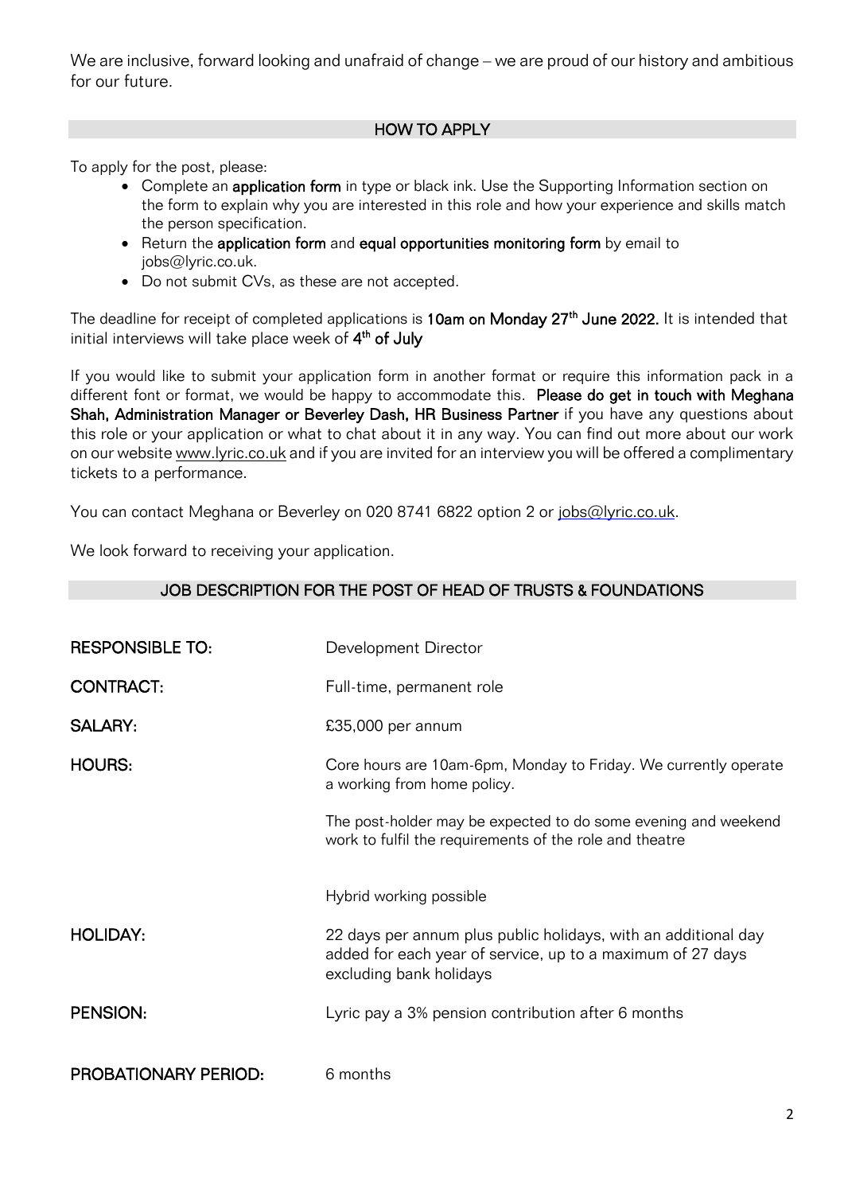We are inclusive, forward looking and unafraid of change – we are proud of our history and ambitious for our future.

## HOW TO APPLY

To apply for the post, please:

- Complete an **application form** in type or black ink. Use the Supporting Information section on the form to explain why you are interested in this role and how your experience and skills match the person specification.
- Return the **application form** and **equal opportunities monitoring form** by email to jobs@lyric.co.uk.
- Do not submit CVs, as these are not accepted.

The deadline for receipt of completed applications is **10am on Monday 27th June 2022.** It is intended that initial interviews will take place week of **4th of July**

If you would like to submit your application form in another format or require this information pack in a different font or format, we would be happy to accommodate this. **Please do get in touch with Meghana Shah, Administration Manager or Beverley Dash, HR Business Partner** if you have any questions about this role or your application or what to chat about it in any way. You can find out more about our work on our website www.lyric.co.uk and if you are invited for an interview you will be offered a complimentary tickets to a performance.

You can contact Meghana or Beverley on 020 8741 6822 option 2 or jobs@lyric.co.uk.

We look forward to receiving your application.

## JOB DESCRIPTION FOR THE POST OF HEAD OF TRUSTS & FOUNDATIONS

| | |
|---|---|
| **RESPONSIBLE TO:** | Development Director |
| **CONTRACT:** | Full-time, permanent role |
| **SALARY:** | £35,000 per annum |
| **HOURS:** | Core hours are 10am-6pm, Monday to Friday. We currently operate a working from home policy.<br><br>The post-holder may be expected to do some evening and weekend work to fulfil the requirements of the role and theatre<br><br>Hybrid working possible |
| **HOLIDAY:** | 22 days per annum plus public holidays, with an additional day added for each year of service, up to a maximum of 27 days excluding bank holidays |
| **PENSION:** | Lyric pay a 3% pension contribution after 6 months |
| **PROBATIONARY PERIOD:** | 6 months |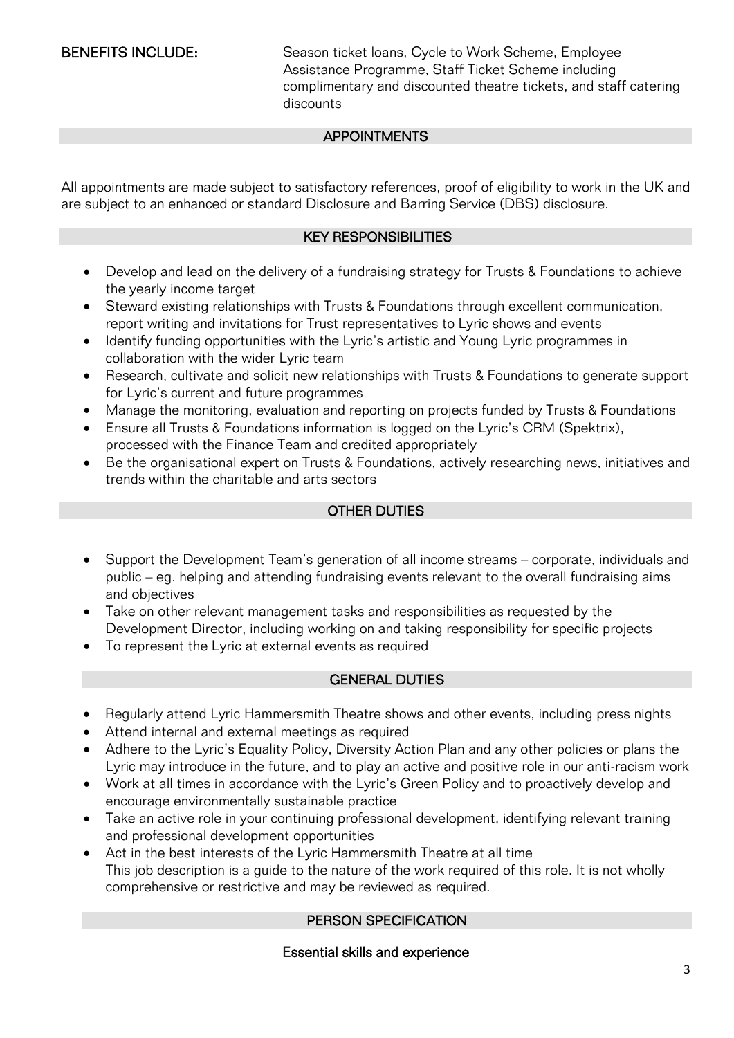**BENEFITS INCLUDE:** Season ticket loans, Cycle to Work Scheme, Employee Assistance Programme, Staff Ticket Scheme including complimentary and discounted theatre tickets, and staff catering discounts

## APPOINTMENTS

All appointments are made subject to satisfactory references, proof of eligibility to work in the UK and are subject to an enhanced or standard Disclosure and Barring Service (DBS) disclosure.

## KEY RESPONSIBILITIES

- Develop and lead on the delivery of a fundraising strategy for Trusts & Foundations to achieve the yearly income target
- Steward existing relationships with Trusts & Foundations through excellent communication, report writing and invitations for Trust representatives to Lyric shows and events
- Identify funding opportunities with the Lyric's artistic and Young Lyric programmes in collaboration with the wider Lyric team
- Research, cultivate and solicit new relationships with Trusts & Foundations to generate support for Lyric's current and future programmes
- Manage the monitoring, evaluation and reporting on projects funded by Trusts & Foundations
- Ensure all Trusts & Foundations information is logged on the Lyric's CRM (Spektrix), processed with the Finance Team and credited appropriately
- Be the organisational expert on Trusts & Foundations, actively researching news, initiatives and trends within the charitable and arts sectors

## OTHER DUTIES

- Support the Development Team's generation of all income streams – corporate, individuals and public – eg. helping and attending fundraising events relevant to the overall fundraising aims and objectives
- Take on other relevant management tasks and responsibilities as requested by the Development Director, including working on and taking responsibility for specific projects
- To represent the Lyric at external events as required

## GENERAL DUTIES

- Regularly attend Lyric Hammersmith Theatre shows and other events, including press nights
- Attend internal and external meetings as required
- Adhere to the Lyric's Equality Policy, Diversity Action Plan and any other policies or plans the Lyric may introduce in the future, and to play an active and positive role in our anti-racism work
- Work at all times in accordance with the Lyric's Green Policy and to proactively develop and encourage environmentally sustainable practice
- Take an active role in your continuing professional development, identifying relevant training and professional development opportunities
- Act in the best interests of the Lyric Hammersmith Theatre at all time
  This job description is a guide to the nature of the work required of this role. It is not wholly comprehensive or restrictive and may be reviewed as required.

## PERSON SPECIFICATION

### Essential skills and experience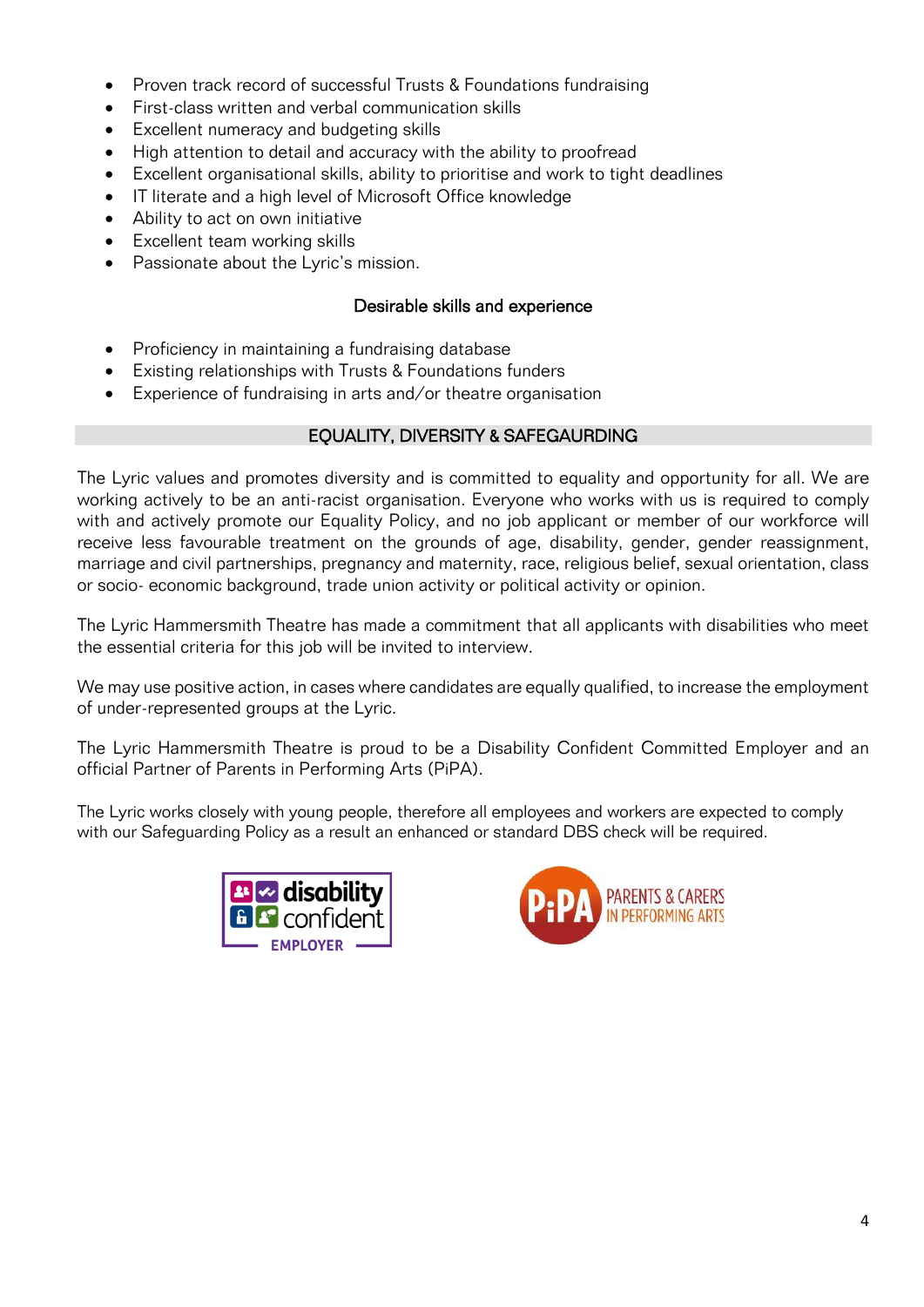- Proven track record of successful Trusts & Foundations fundraising
- First-class written and verbal communication skills
- Excellent numeracy and budgeting skills
- High attention to detail and accuracy with the ability to proofread
- Excellent organisational skills, ability to prioritise and work to tight deadlines
- IT literate and a high level of Microsoft Office knowledge
- Ability to act on own initiative
- Excellent team working skills
- Passionate about the Lyric's mission.

### Desirable skills and experience

- Proficiency in maintaining a fundraising database
- Existing relationships with Trusts & Foundations funders
- Experience of fundraising in arts and/or theatre organisation

## EQUALITY, DIVERSITY & SAFEGAURDING

The Lyric values and promotes diversity and is committed to equality and opportunity for all. We are working actively to be an anti-racist organisation. Everyone who works with us is required to comply with and actively promote our Equality Policy, and no job applicant or member of our workforce will receive less favourable treatment on the grounds of age, disability, gender, gender reassignment, marriage and civil partnerships, pregnancy and maternity, race, religious belief, sexual orientation, class or socio- economic background, trade union activity or political activity or opinion.

The Lyric Hammersmith Theatre has made a commitment that all applicants with disabilities who meet the essential criteria for this job will be invited to interview.

We may use positive action, in cases where candidates are equally qualified, to increase the employment of under-represented groups at the Lyric.

The Lyric Hammersmith Theatre is proud to be a Disability Confident Committed Employer and an official Partner of Parents in Performing Arts (PiPA).

The Lyric works closely with young people, therefore all employees and workers are expected to comply with our Safeguarding Policy as a result an enhanced or standard DBS check will be required.

disability confident EMPLOYER

PiPA PARENTS & CARERS IN PERFORMING ARTS